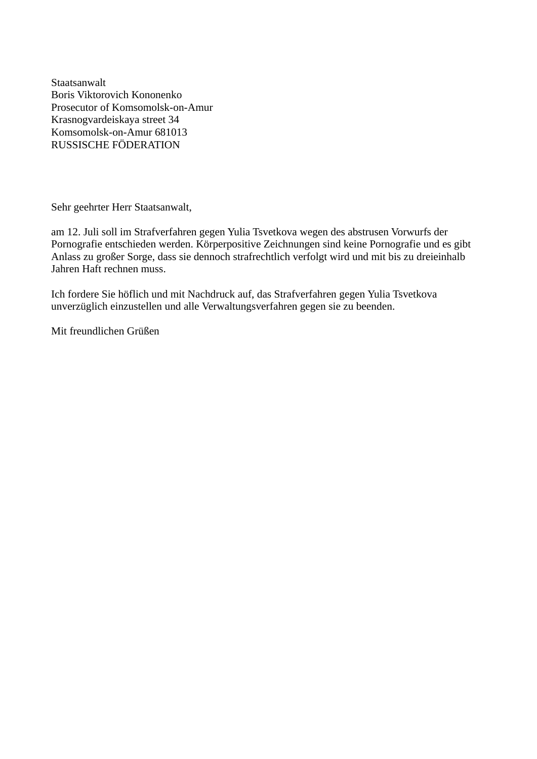Staatsanwalt
Boris Viktorovich Kononenko
Prosecutor of Komsomolsk-on-Amur
Krasnogvardeiskaya street 34
Komsomolsk-on-Amur 681013
RUSSISCHE FÖDERATION

Sehr geehrter Herr Staatsanwalt,

am 12. Juli soll im Strafverfahren gegen Yulia Tsvetkova wegen des abstrusen Vorwurfs der Pornografie entschieden werden. Körperpositive Zeichnungen sind keine Pornografie und es gibt Anlass zu großer Sorge, dass sie dennoch strafrechtlich verfolgt wird und mit bis zu dreieinhalb Jahren Haft rechnen muss.

Ich fordere Sie höflich und mit Nachdruck auf, das Strafverfahren gegen Yulia Tsvetkova unverzüglich einzustellen und alle Verwaltungsverfahren gegen sie zu beenden.

Mit freundlichen Grüßen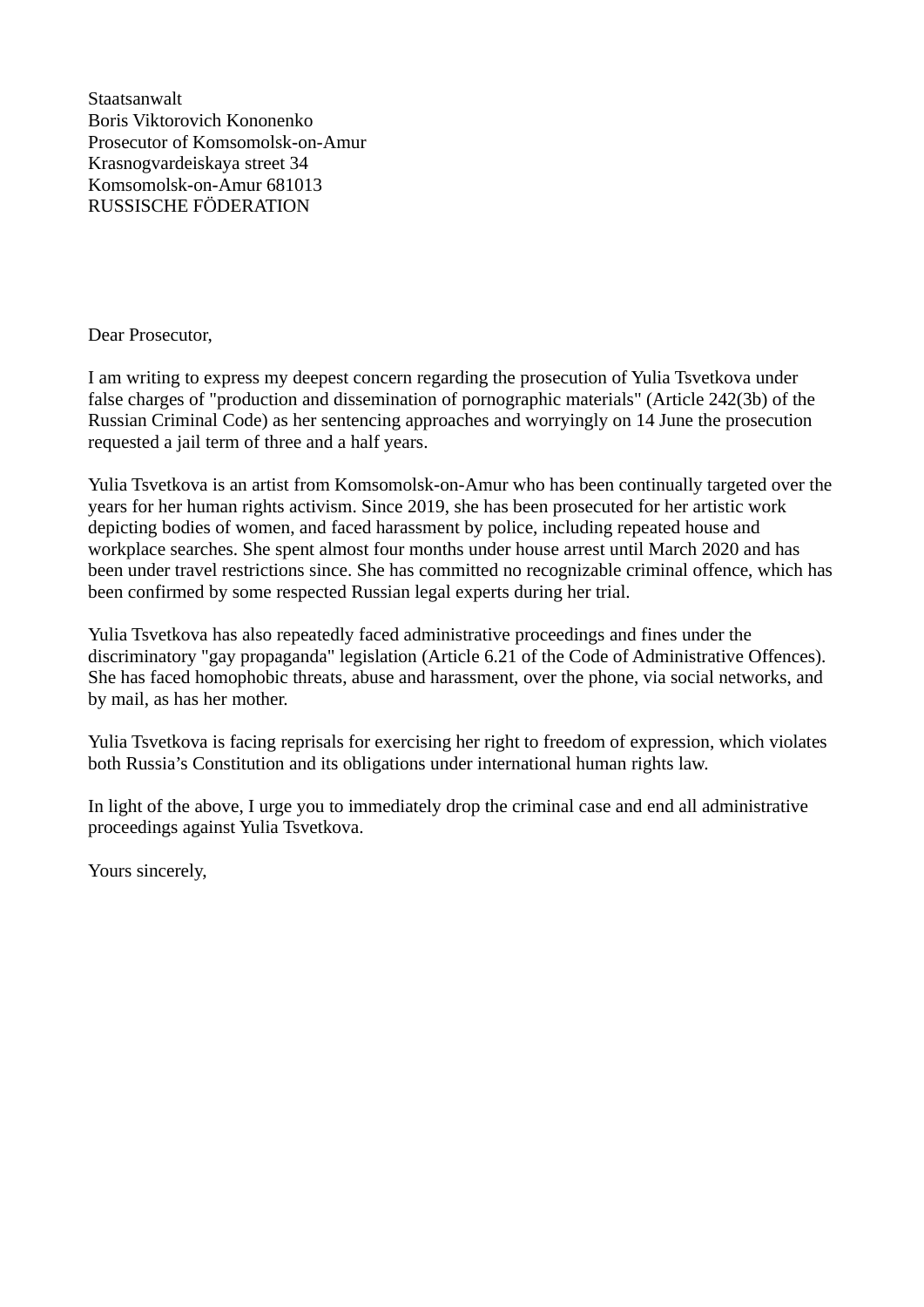Staatsanwalt
Boris Viktorovich Kononenko
Prosecutor of Komsomolsk-on-Amur
Krasnogvardeiskaya street 34
Komsomolsk-on-Amur 681013
RUSSISCHE FÖDERATION

Dear Prosecutor,

I am writing to express my deepest concern regarding the prosecution of Yulia Tsvetkova under false charges of "production and dissemination of pornographic materials" (Article 242(3b) of the Russian Criminal Code) as her sentencing approaches and worryingly on 14 June the prosecution requested a jail term of three and a half years.

Yulia Tsvetkova is an artist from Komsomolsk-on-Amur who has been continually targeted over the years for her human rights activism. Since 2019, she has been prosecuted for her artistic work depicting bodies of women, and faced harassment by police, including repeated house and workplace searches. She spent almost four months under house arrest until March 2020 and has been under travel restrictions since. She has committed no recognizable criminal offence, which has been confirmed by some respected Russian legal experts during her trial.

Yulia Tsvetkova has also repeatedly faced administrative proceedings and fines under the discriminatory "gay propaganda" legislation (Article 6.21 of the Code of Administrative Offences). She has faced homophobic threats, abuse and harassment, over the phone, via social networks, and by mail, as has her mother.

Yulia Tsvetkova is facing reprisals for exercising her right to freedom of expression, which violates both Russia's Constitution and its obligations under international human rights law.

In light of the above, I urge you to immediately drop the criminal case and end all administrative proceedings against Yulia Tsvetkova.

Yours sincerely,